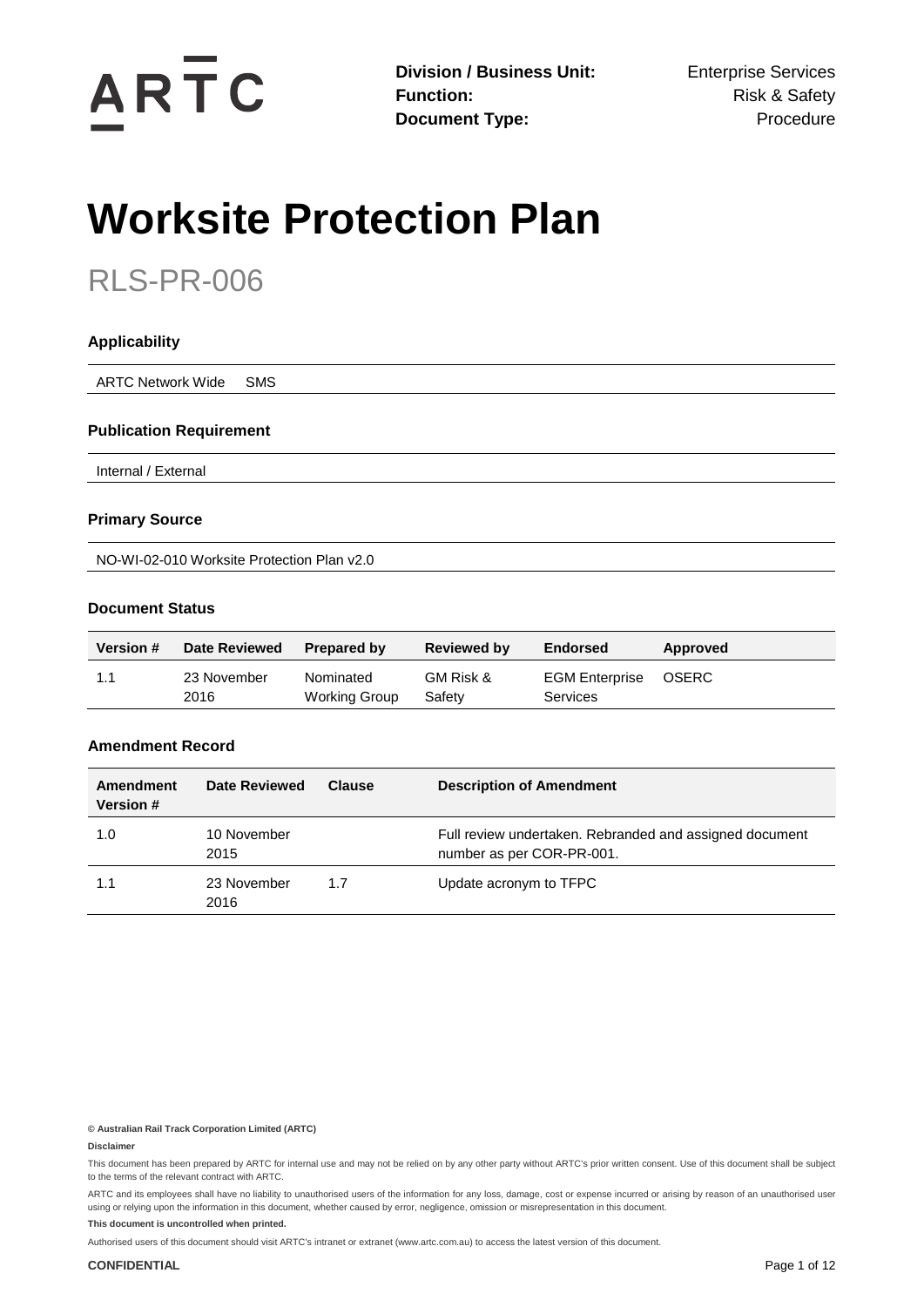**Division / Business Unit:** Enterprise Services
**Function:** Risk & Safety
**Document Type:** Procedure

# Worksite Protection Plan

## RLS-PR-006

### Applicability

ARTC Network Wide SMS

### Publication Requirement

Internal / External

### Primary Source

NO-WI-02-010 Worksite Protection Plan v2.0

### Document Status

| Version # | Date Reviewed | Prepared by | Reviewed by | Endorsed | Approved |
|---|---|---|---|---|---|
| 1.1 | 23 November 2016 | Nominated Working Group | GM Risk & Safety | EGM Enterprise Services | OSERC |

### Amendment Record

| Amendment Version # | Date Reviewed | Clause | Description of Amendment |
|---|---|---|---|
| 1.0 | 10 November 2015 | | Full review undertaken. Rebranded and assigned document number as per COR-PR-001. |
| 1.1 | 23 November 2016 | 1.7 | Update acronym to TFPC |

**© Australian Rail Track Corporation Limited (ARTC)**

**Disclaimer**

This document has been prepared by ARTC for internal use and may not be relied on by any other party without ARTC's prior written consent. Use of this document shall be subject to the terms of the relevant contract with ARTC.

ARTC and its employees shall have no liability to unauthorised users of the information for any loss, damage, cost or expense incurred or arising by reason of an unauthorised user using or relying upon the information in this document, whether caused by error, negligence, omission or misrepresentation in this document.

**This document is uncontrolled when printed.**

Authorised users of this document should visit ARTC's intranet or extranet (www.artc.com.au) to access the latest version of this document.

**CONFIDENTIAL**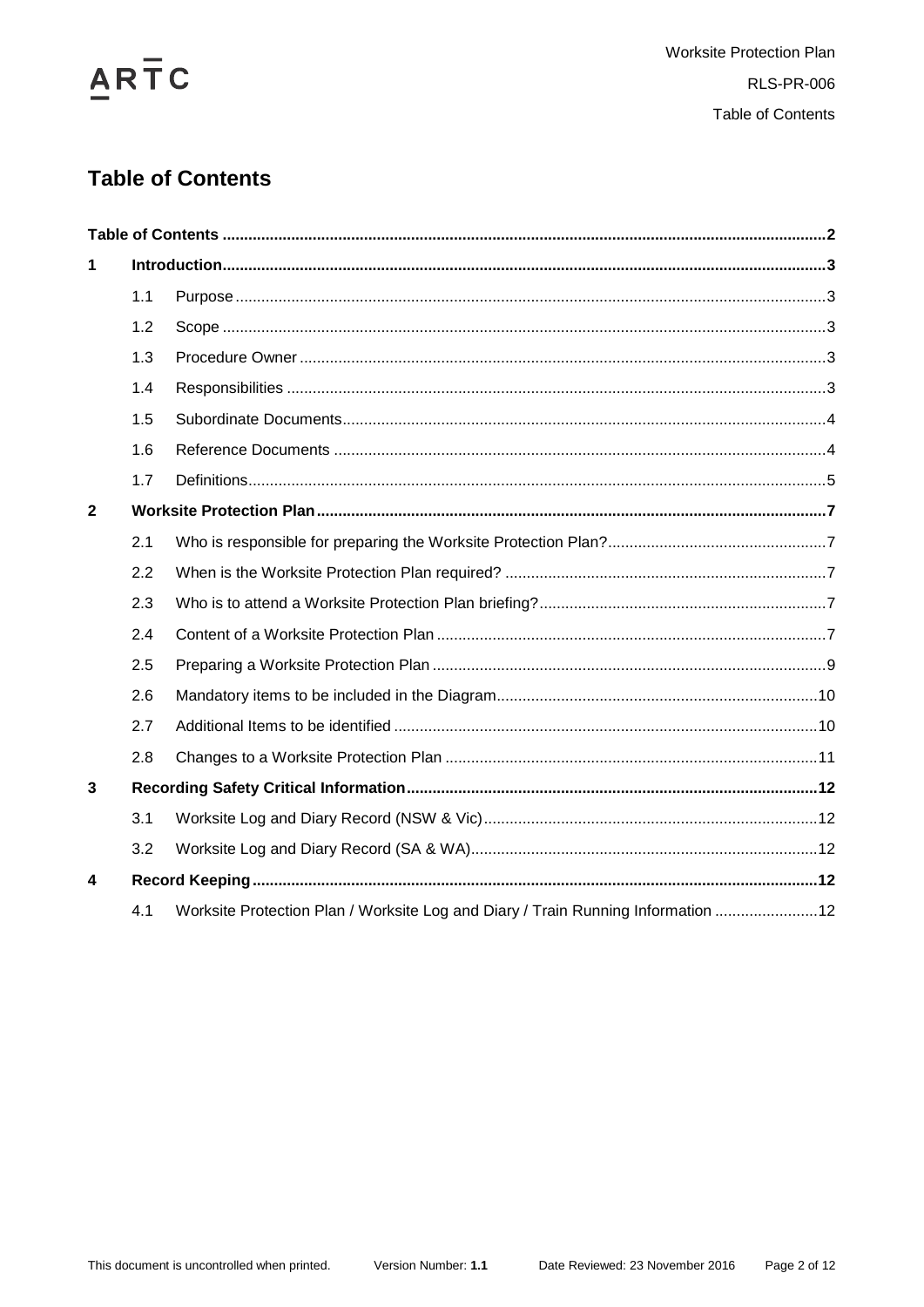# Table of Contents

| | | | |
|---|---|---|---|
| **Table of Contents** | | | **2** |
| **1** | **Introduction** | | **3** |
| | 1.1 | Purpose | 3 |
| | 1.2 | Scope | 3 |
| | 1.3 | Procedure Owner | 3 |
| | 1.4 | Responsibilities | 3 |
| | 1.5 | Subordinate Documents | 4 |
| | 1.6 | Reference Documents | 4 |
| | 1.7 | Definitions | 5 |
| **2** | **Worksite Protection Plan** | | **7** |
| | 2.1 | Who is responsible for preparing the Worksite Protection Plan? | 7 |
| | 2.2 | When is the Worksite Protection Plan required? | 7 |
| | 2.3 | Who is to attend a Worksite Protection Plan briefing? | 7 |
| | 2.4 | Content of a Worksite Protection Plan | 7 |
| | 2.5 | Preparing a Worksite Protection Plan | 9 |
| | 2.6 | Mandatory items to be included in the Diagram | 10 |
| | 2.7 | Additional Items to be identified | 10 |
| | 2.8 | Changes to a Worksite Protection Plan | 11 |
| **3** | **Recording Safety Critical Information** | | **12** |
| | 3.1 | Worksite Log and Diary Record (NSW & Vic) | 12 |
| | 3.2 | Worksite Log and Diary Record (SA & WA) | 12 |
| **4** | **Record Keeping** | | **12** |
| | 4.1 | Worksite Protection Plan / Worksite Log and Diary / Train Running Information | 12 |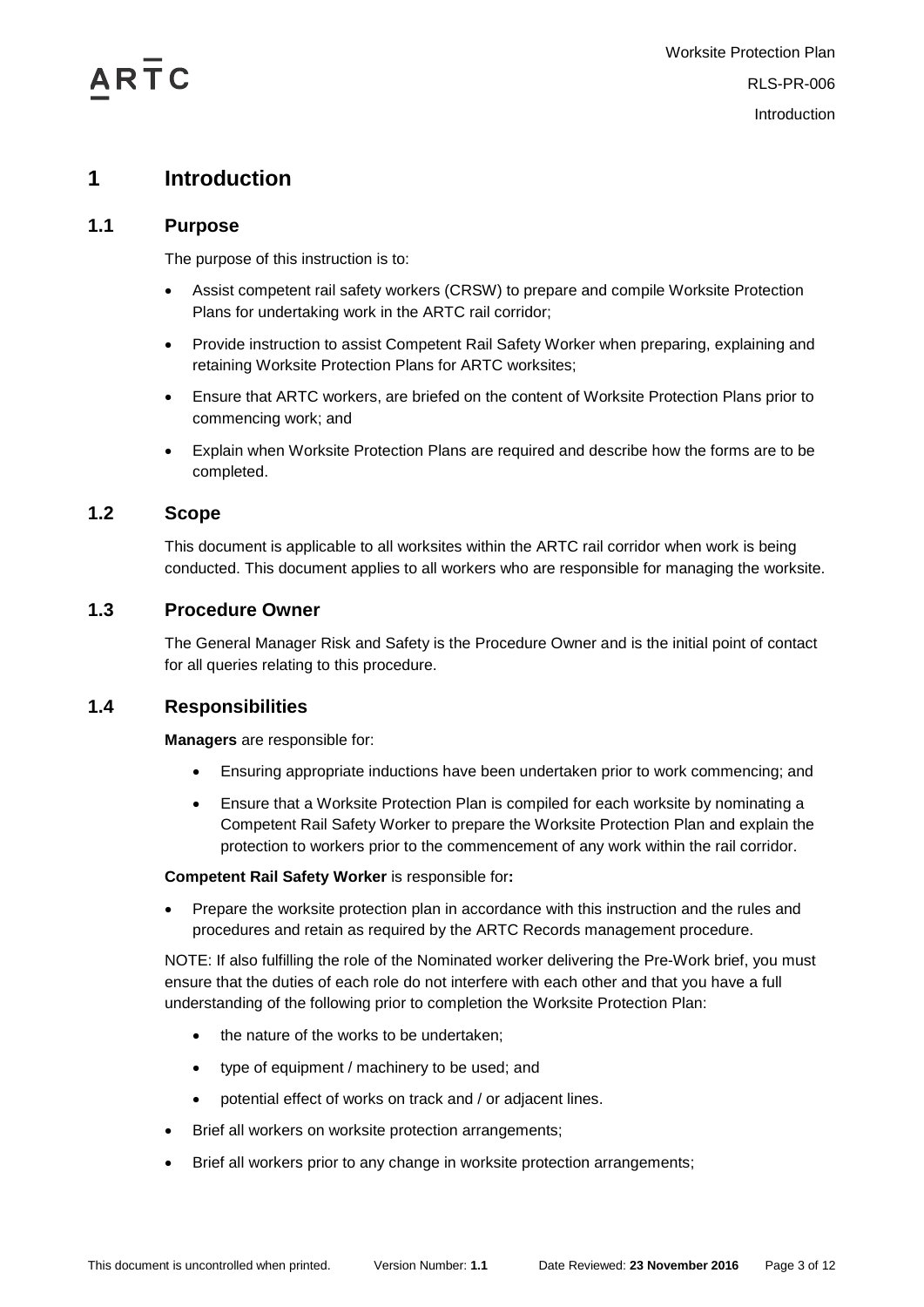# 1 Introduction

## 1.1 Purpose

The purpose of this instruction is to:

- Assist competent rail safety workers (CRSW) to prepare and compile Worksite Protection Plans for undertaking work in the ARTC rail corridor;
- Provide instruction to assist Competent Rail Safety Worker when preparing, explaining and retaining Worksite Protection Plans for ARTC worksites;
- Ensure that ARTC workers, are briefed on the content of Worksite Protection Plans prior to commencing work; and
- Explain when Worksite Protection Plans are required and describe how the forms are to be completed.

## 1.2 Scope

This document is applicable to all worksites within the ARTC rail corridor when work is being conducted. This document applies to all workers who are responsible for managing the worksite.

## 1.3 Procedure Owner

The General Manager Risk and Safety is the Procedure Owner and is the initial point of contact for all queries relating to this procedure.

## 1.4 Responsibilities

**Managers** are responsible for:

- Ensuring appropriate inductions have been undertaken prior to work commencing; and
- Ensure that a Worksite Protection Plan is compiled for each worksite by nominating a Competent Rail Safety Worker to prepare the Worksite Protection Plan and explain the protection to workers prior to the commencement of any work within the rail corridor.

**Competent Rail Safety Worker** is responsible for**:**

- Prepare the worksite protection plan in accordance with this instruction and the rules and procedures and retain as required by the ARTC Records management procedure.

NOTE: If also fulfilling the role of the Nominated worker delivering the Pre-Work brief, you must ensure that the duties of each role do not interfere with each other and that you have a full understanding of the following prior to completion the Worksite Protection Plan:

- the nature of the works to be undertaken;
- type of equipment / machinery to be used; and
- potential effect of works on track and / or adjacent lines.

- Brief all workers on worksite protection arrangements;
- Brief all workers prior to any change in worksite protection arrangements;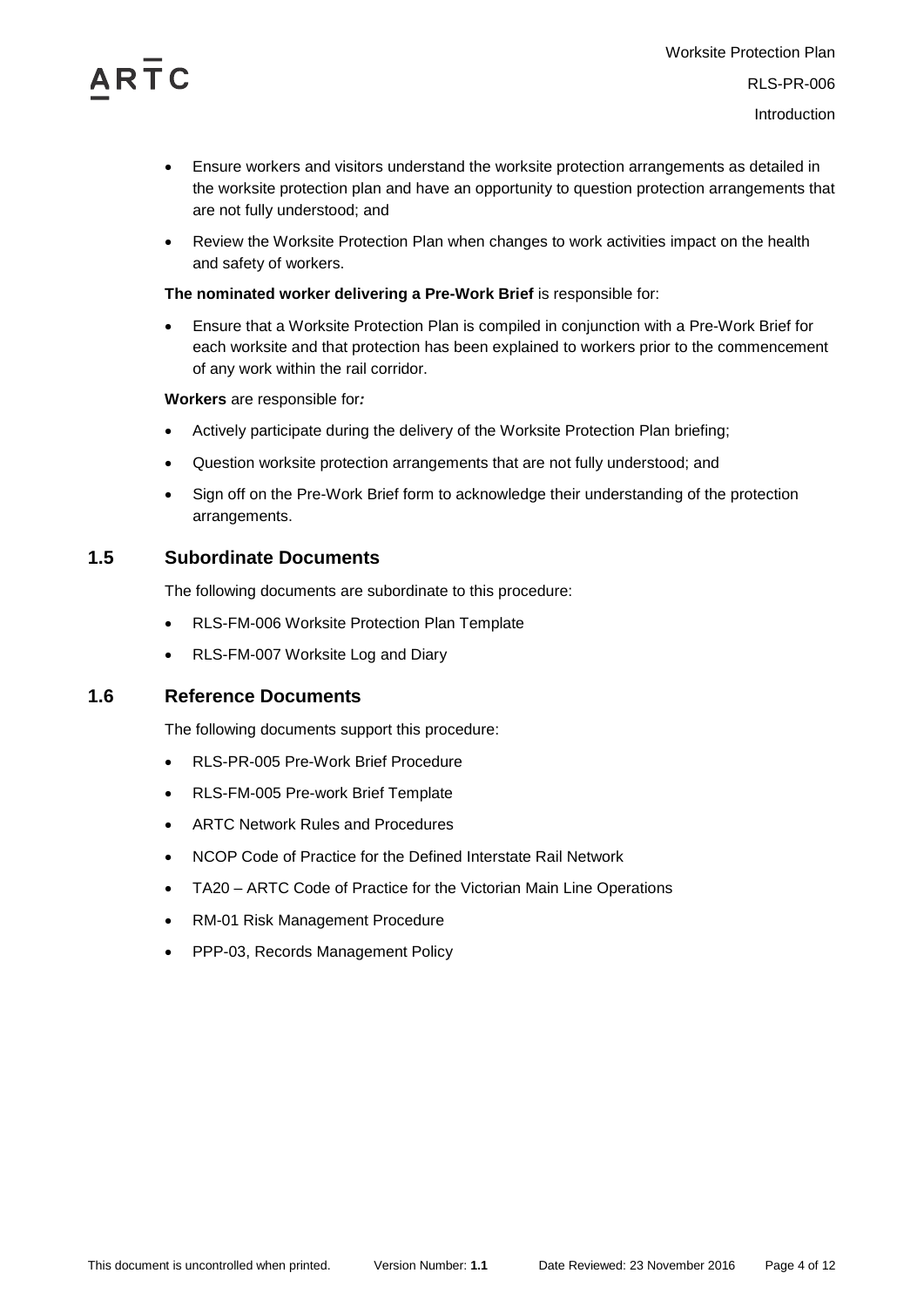- Ensure workers and visitors understand the worksite protection arrangements as detailed in the worksite protection plan and have an opportunity to question protection arrangements that are not fully understood; and
- Review the Worksite Protection Plan when changes to work activities impact on the health and safety of workers.

**The nominated worker delivering a Pre-Work Brief** is responsible for:

- Ensure that a Worksite Protection Plan is compiled in conjunction with a Pre-Work Brief for each worksite and that protection has been explained to workers prior to the commencement of any work within the rail corridor.

**Workers** are responsible for***:***

- Actively participate during the delivery of the Worksite Protection Plan briefing;
- Question worksite protection arrangements that are not fully understood; and
- Sign off on the Pre-Work Brief form to acknowledge their understanding of the protection arrangements.

## 1.5 Subordinate Documents

The following documents are subordinate to this procedure:

- RLS-FM-006 Worksite Protection Plan Template
- RLS-FM-007 Worksite Log and Diary

## 1.6 Reference Documents

The following documents support this procedure:

- RLS-PR-005 Pre-Work Brief Procedure
- RLS-FM-005 Pre-work Brief Template
- ARTC Network Rules and Procedures
- NCOP Code of Practice for the Defined Interstate Rail Network
- TA20 – ARTC Code of Practice for the Victorian Main Line Operations
- RM-01 Risk Management Procedure
- PPP-03, Records Management Policy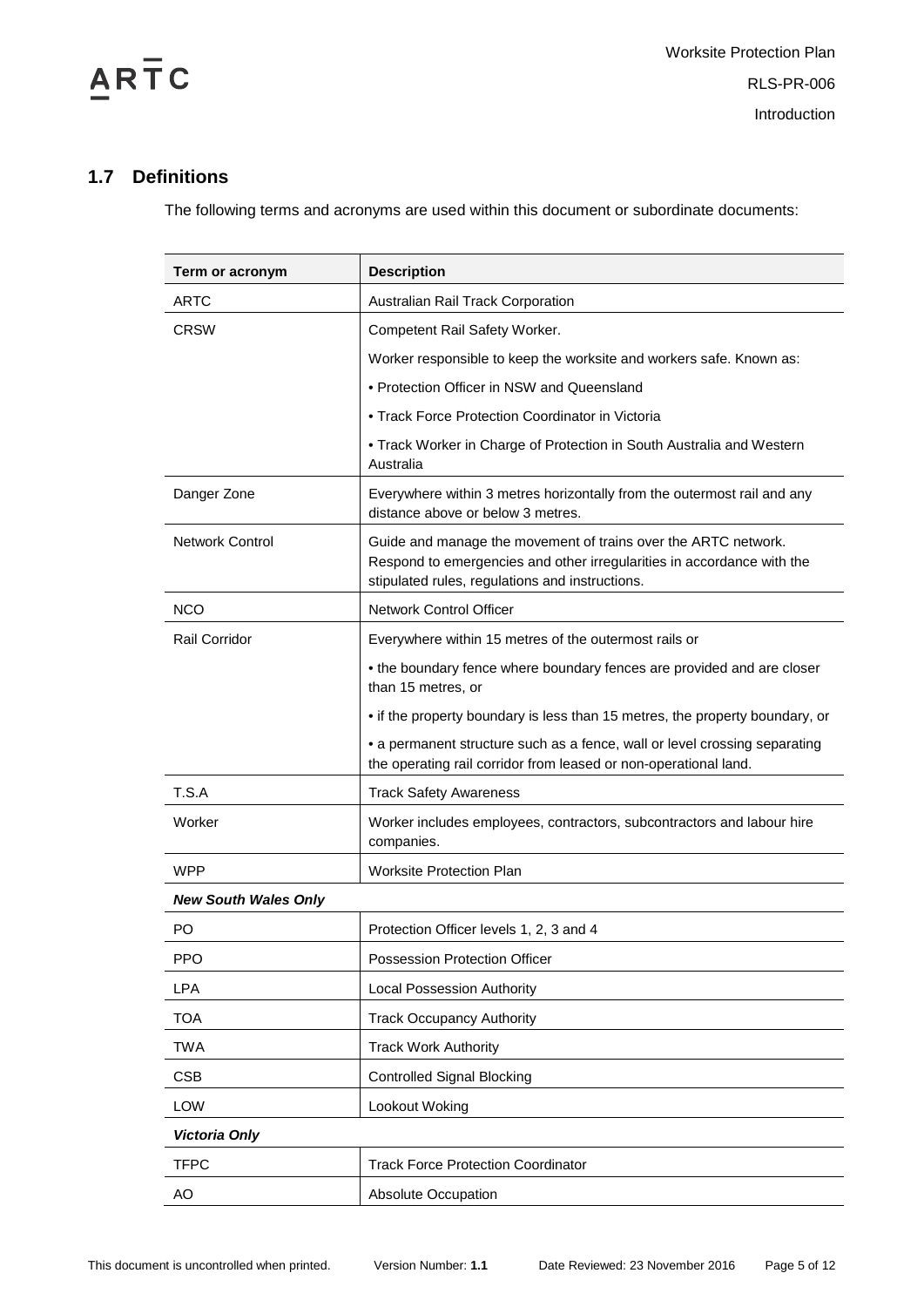## 1.7 Definitions

The following terms and acronyms are used within this document or subordinate documents:

| Term or acronym | Description |
|---|---|
| ARTC | Australian Rail Track Corporation |
| CRSW | Competent Rail Safety Worker.<br>Worker responsible to keep the worksite and workers safe. Known as:<br>• Protection Officer in NSW and Queensland<br>• Track Force Protection Coordinator in Victoria<br>• Track Worker in Charge of Protection in South Australia and Western Australia |
| Danger Zone | Everywhere within 3 metres horizontally from the outermost rail and any distance above or below 3 metres. |
| Network Control | Guide and manage the movement of trains over the ARTC network. Respond to emergencies and other irregularities in accordance with the stipulated rules, regulations and instructions. |
| NCO | Network Control Officer |
| Rail Corridor | Everywhere within 15 metres of the outermost rails or<br>• the boundary fence where boundary fences are provided and are closer than 15 metres, or<br>• if the property boundary is less than 15 metres, the property boundary, or<br>• a permanent structure such as a fence, wall or level crossing separating the operating rail corridor from leased or non-operational land. |
| T.S.A | Track Safety Awareness |
| Worker | Worker includes employees, contractors, subcontractors and labour hire companies. |
| WPP | Worksite Protection Plan |
| ***New South Wales Only*** | |
| PO | Protection Officer levels 1, 2, 3 and 4 |
| PPO | Possession Protection Officer |
| LPA | Local Possession Authority |
| TOA | Track Occupancy Authority |
| TWA | Track Work Authority |
| CSB | Controlled Signal Blocking |
| LOW | Lookout Woking |
| ***Victoria Only*** | |
| TFPC | Track Force Protection Coordinator |
| AO | Absolute Occupation |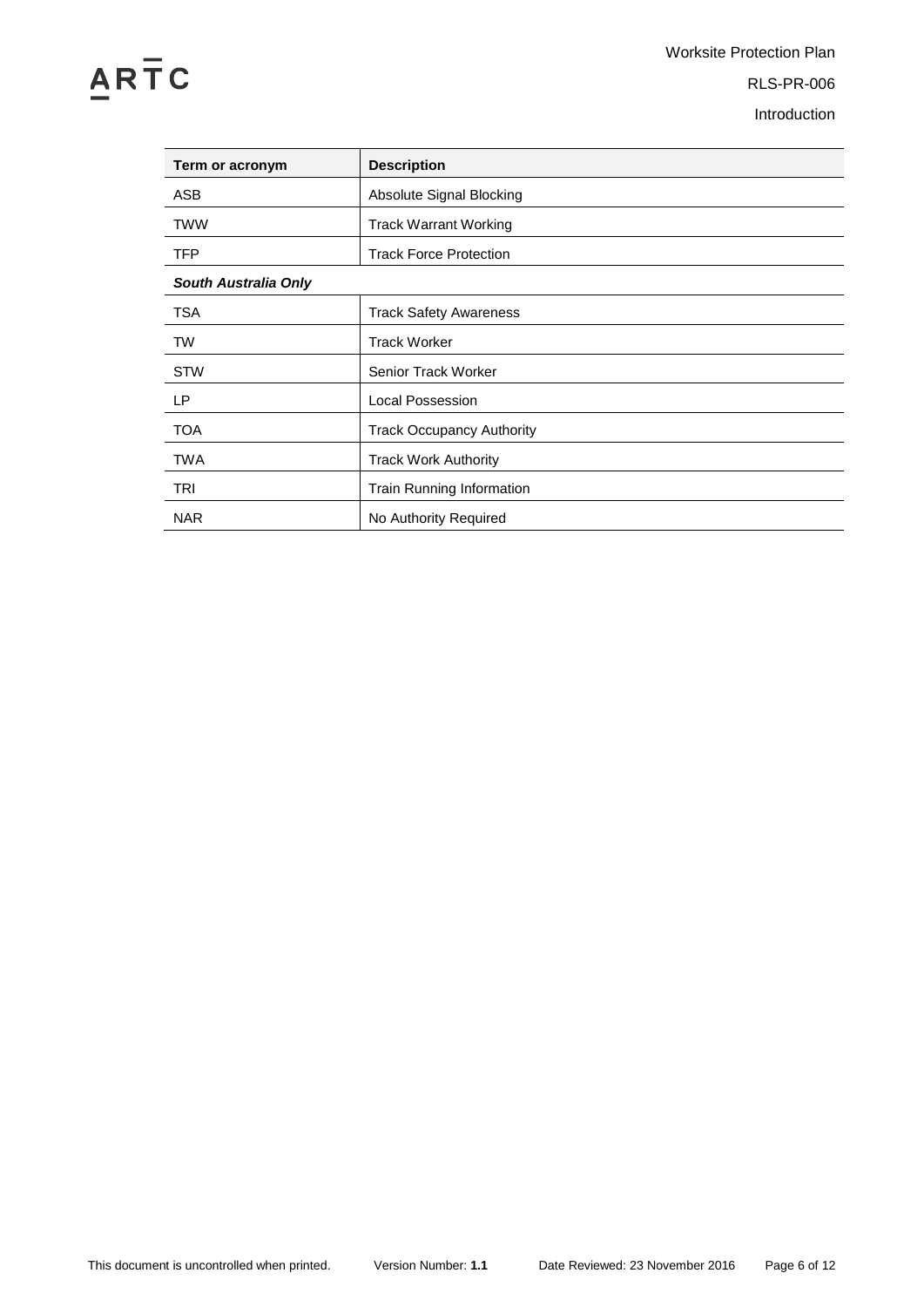| Term or acronym | Description |
|---|---|
| ASB | Absolute Signal Blocking |
| TWW | Track Warrant Working |
| TFP | Track Force Protection |
| ***South Australia Only*** | |
| TSA | Track Safety Awareness |
| TW | Track Worker |
| STW | Senior Track Worker |
| LP | Local Possession |
| TOA | Track Occupancy Authority |
| TWA | Track Work Authority |
| TRI | Train Running Information |
| NAR | No Authority Required |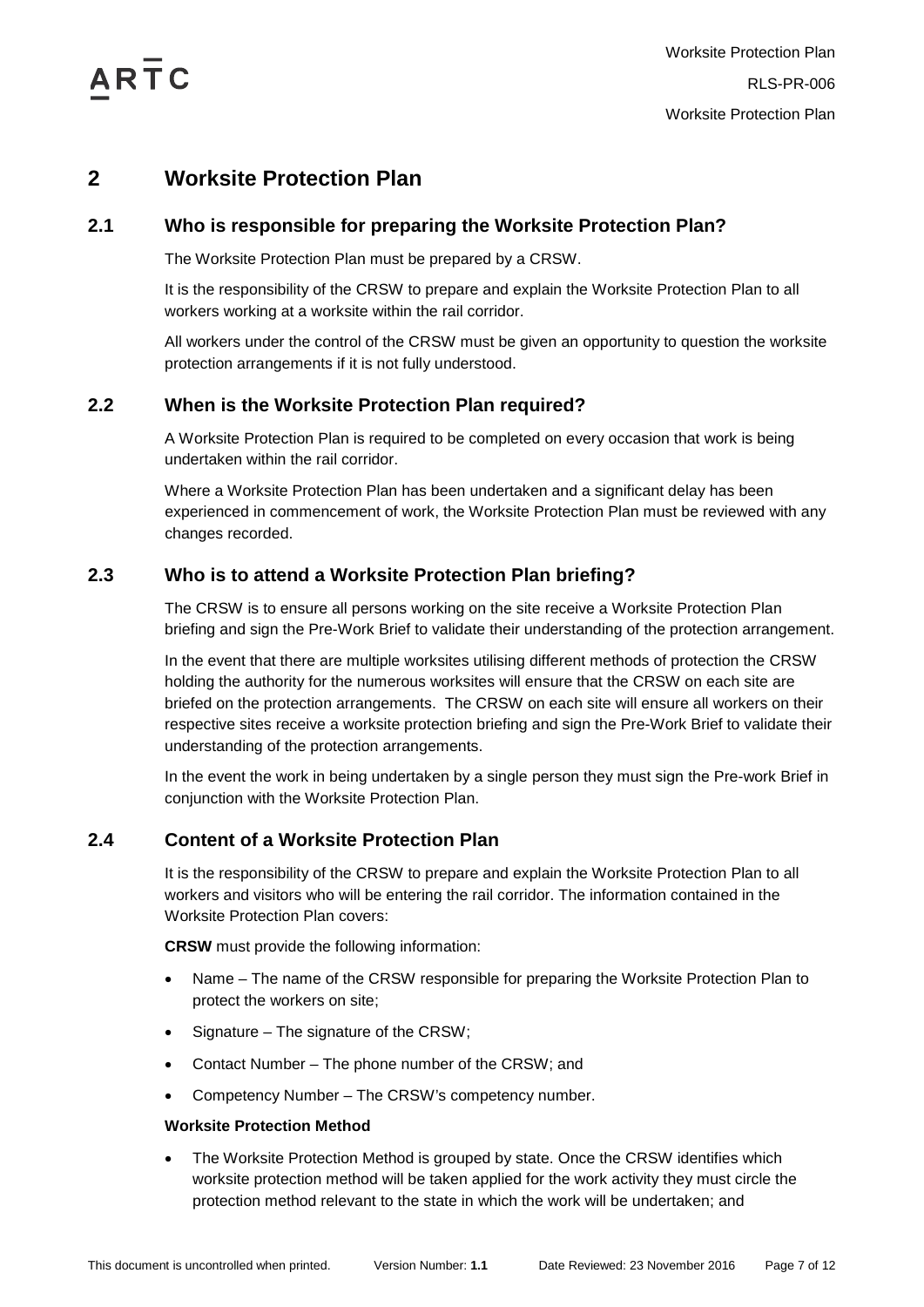## 2 Worksite Protection Plan

### 2.1 Who is responsible for preparing the Worksite Protection Plan?

The Worksite Protection Plan must be prepared by a CRSW.

It is the responsibility of the CRSW to prepare and explain the Worksite Protection Plan to all workers working at a worksite within the rail corridor.

All workers under the control of the CRSW must be given an opportunity to question the worksite protection arrangements if it is not fully understood.

### 2.2 When is the Worksite Protection Plan required?

A Worksite Protection Plan is required to be completed on every occasion that work is being undertaken within the rail corridor.

Where a Worksite Protection Plan has been undertaken and a significant delay has been experienced in commencement of work, the Worksite Protection Plan must be reviewed with any changes recorded.

### 2.3 Who is to attend a Worksite Protection Plan briefing?

The CRSW is to ensure all persons working on the site receive a Worksite Protection Plan briefing and sign the Pre-Work Brief to validate their understanding of the protection arrangement.

In the event that there are multiple worksites utilising different methods of protection the CRSW holding the authority for the numerous worksites will ensure that the CRSW on each site are briefed on the protection arrangements. The CRSW on each site will ensure all workers on their respective sites receive a worksite protection briefing and sign the Pre-Work Brief to validate their understanding of the protection arrangements.

In the event the work in being undertaken by a single person they must sign the Pre-work Brief in conjunction with the Worksite Protection Plan.

### 2.4 Content of a Worksite Protection Plan

It is the responsibility of the CRSW to prepare and explain the Worksite Protection Plan to all workers and visitors who will be entering the rail corridor. The information contained in the Worksite Protection Plan covers:

**CRSW** must provide the following information:

- Name – The name of the CRSW responsible for preparing the Worksite Protection Plan to protect the workers on site;
- Signature – The signature of the CRSW;
- Contact Number – The phone number of the CRSW; and
- Competency Number – The CRSW's competency number.

**Worksite Protection Method**

- The Worksite Protection Method is grouped by state. Once the CRSW identifies which worksite protection method will be taken applied for the work activity they must circle the protection method relevant to the state in which the work will be undertaken; and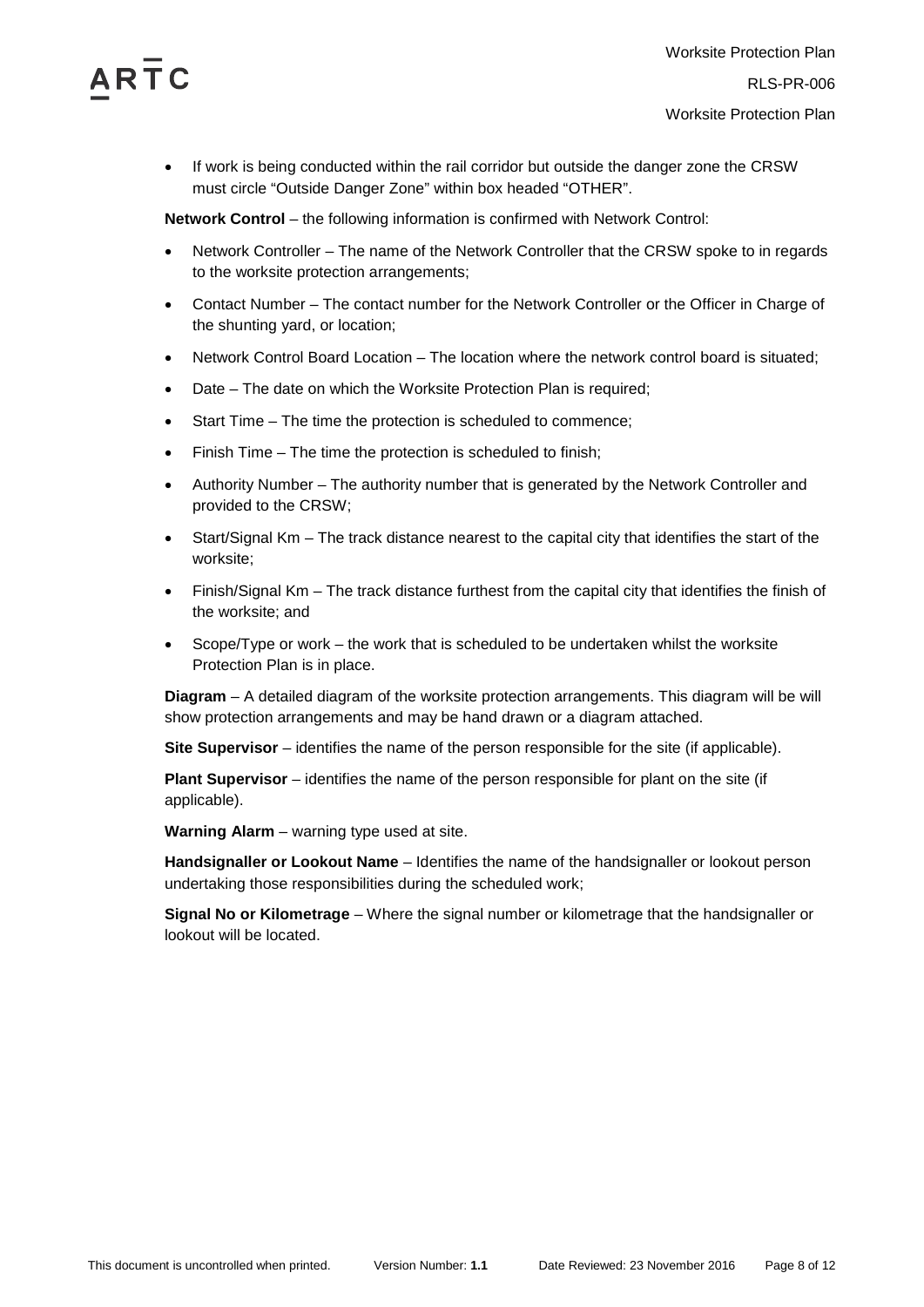- If work is being conducted within the rail corridor but outside the danger zone the CRSW must circle "Outside Danger Zone" within box headed "OTHER".

**Network Control** – the following information is confirmed with Network Control:

- Network Controller – The name of the Network Controller that the CRSW spoke to in regards to the worksite protection arrangements;
- Contact Number – The contact number for the Network Controller or the Officer in Charge of the shunting yard, or location;
- Network Control Board Location – The location where the network control board is situated;
- Date – The date on which the Worksite Protection Plan is required;
- Start Time – The time the protection is scheduled to commence;
- Finish Time – The time the protection is scheduled to finish;
- Authority Number – The authority number that is generated by the Network Controller and provided to the CRSW;
- Start/Signal Km – The track distance nearest to the capital city that identifies the start of the worksite;
- Finish/Signal Km – The track distance furthest from the capital city that identifies the finish of the worksite; and
- Scope/Type or work – the work that is scheduled to be undertaken whilst the worksite Protection Plan is in place.

**Diagram** – A detailed diagram of the worksite protection arrangements. This diagram will be will show protection arrangements and may be hand drawn or a diagram attached.

**Site Supervisor** – identifies the name of the person responsible for the site (if applicable).

**Plant Supervisor** – identifies the name of the person responsible for plant on the site (if applicable).

**Warning Alarm** – warning type used at site.

**Handsignaller or Lookout Name** – Identifies the name of the handsignaller or lookout person undertaking those responsibilities during the scheduled work;

**Signal No or Kilometrage** – Where the signal number or kilometrage that the handsignaller or lookout will be located.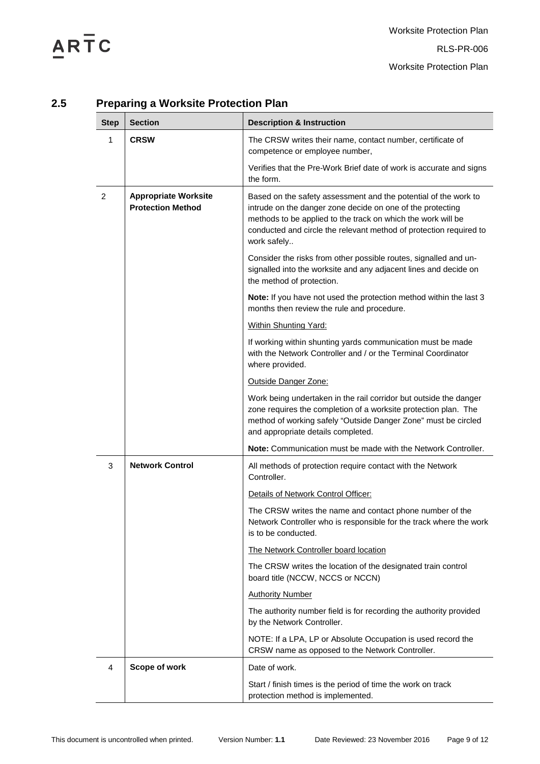## 2.5 Preparing a Worksite Protection Plan

| Step | Section | Description & Instruction |
|---|---|---|
| 1 | **CRSW** | The CRSW writes their name, contact number, certificate of competence or employee number,<br><br>Verifies that the Pre-Work Brief date of work is accurate and signs the form. |
| 2 | **Appropriate Worksite Protection Method** | Based on the safety assessment and the potential of the work to intrude on the danger zone decide on one of the protecting methods to be applied to the track on which the work will be conducted and circle the relevant method of protection required to work safely..<br><br>Consider the risks from other possible routes, signalled and un-signalled into the worksite and any adjacent lines and decide on the method of protection.<br><br>**Note:** If you have not used the protection method within the last 3 months then review the rule and procedure.<br><br>Within Shunting Yard:<br><br>If working within shunting yards communication must be made with the Network Controller and / or the Terminal Coordinator where provided.<br><br>Outside Danger Zone:<br><br>Work being undertaken in the rail corridor but outside the danger zone requires the completion of a worksite protection plan. The method of working safely "Outside Danger Zone" must be circled and appropriate details completed.<br><br>**Note:** Communication must be made with the Network Controller. |
| 3 | **Network Control** | All methods of protection require contact with the Network Controller.<br><br>Details of Network Control Officer:<br><br>The CRSW writes the name and contact phone number of the Network Controller who is responsible for the track where the work is to be conducted.<br><br>The Network Controller board location<br><br>The CRSW writes the location of the designated train control board title (NCCW, NCCS or NCCN)<br><br>Authority Number<br><br>The authority number field is for recording the authority provided by the Network Controller.<br><br>NOTE: If a LPA, LP or Absolute Occupation is used record the CRSW name as opposed to the Network Controller. |
| 4 | **Scope of work** | Date of work.<br><br>Start / finish times is the period of time the work on track protection method is implemented. |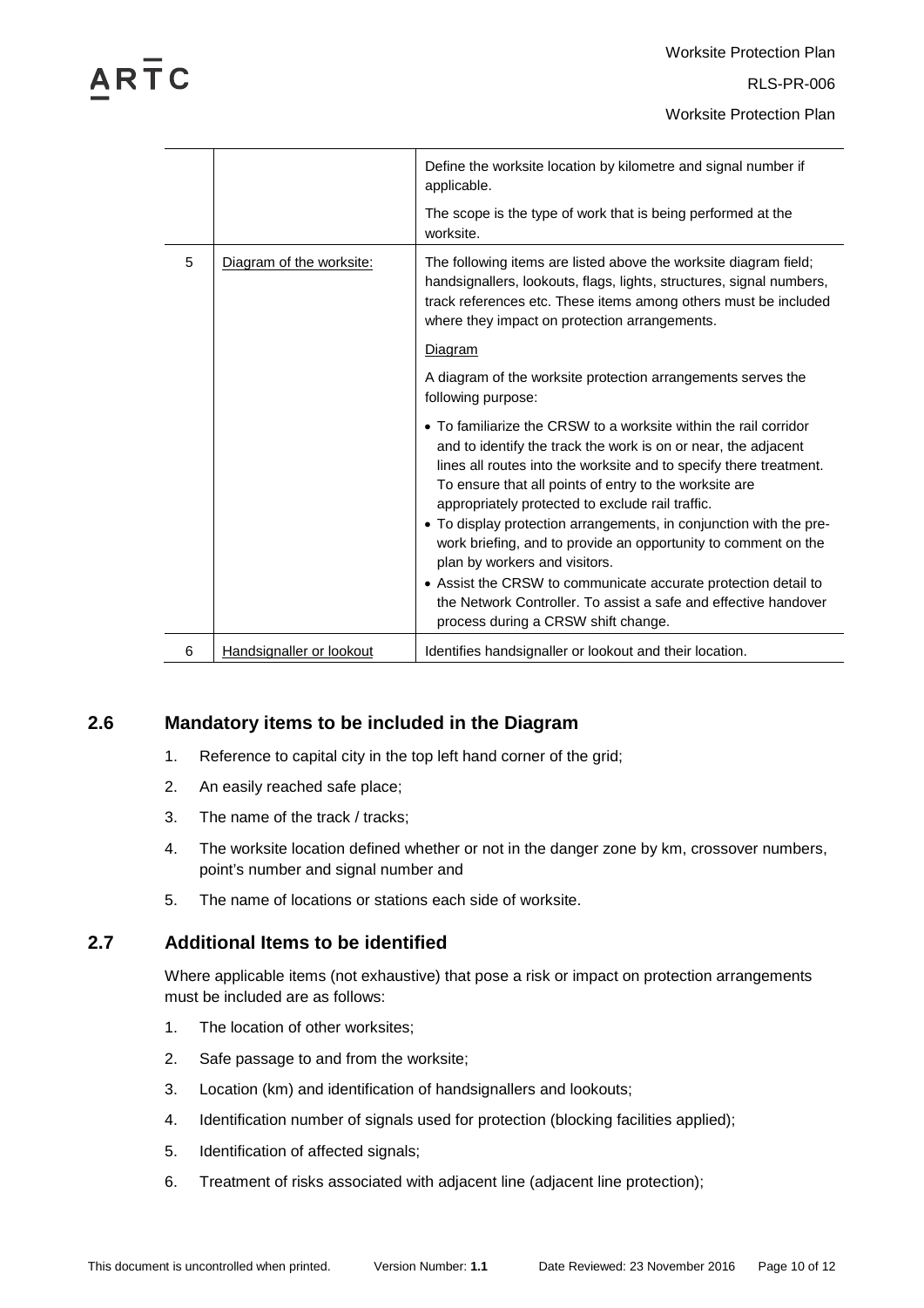| | | |
|---|---|---|
| | | Define the worksite location by kilometre and signal number if applicable.<br><br>The scope is the type of work that is being performed at the worksite. |
| 5 | Diagram of the worksite: | The following items are listed above the worksite diagram field; handsignallers, lookouts, flags, lights, structures, signal numbers, track references etc. These items among others must be included where they impact on protection arrangements.<br><br>Diagram<br><br>A diagram of the worksite protection arrangements serves the following purpose:<br><br>• To familiarize the CRSW to a worksite within the rail corridor and to identify the track the work is on or near, the adjacent lines all routes into the worksite and to specify there treatment. To ensure that all points of entry to the worksite are appropriately protected to exclude rail traffic.<br>• To display protection arrangements, in conjunction with the pre-work briefing, and to provide an opportunity to comment on the plan by workers and visitors.<br>• Assist the CRSW to communicate accurate protection detail to the Network Controller. To assist a safe and effective handover process during a CRSW shift change. |
| 6 | Handsignaller or lookout | Identifies handsignaller or lookout and their location. |

## 2.6 Mandatory items to be included in the Diagram

1. Reference to capital city in the top left hand corner of the grid;
2. An easily reached safe place;
3. The name of the track / tracks;
4. The worksite location defined whether or not in the danger zone by km, crossover numbers, point's number and signal number and
5. The name of locations or stations each side of worksite.

## 2.7 Additional Items to be identified

Where applicable items (not exhaustive) that pose a risk or impact on protection arrangements must be included are as follows:

1. The location of other worksites;
2. Safe passage to and from the worksite;
3. Location (km) and identification of handsignallers and lookouts;
4. Identification number of signals used for protection (blocking facilities applied);
5. Identification of affected signals;
6. Treatment of risks associated with adjacent line (adjacent line protection);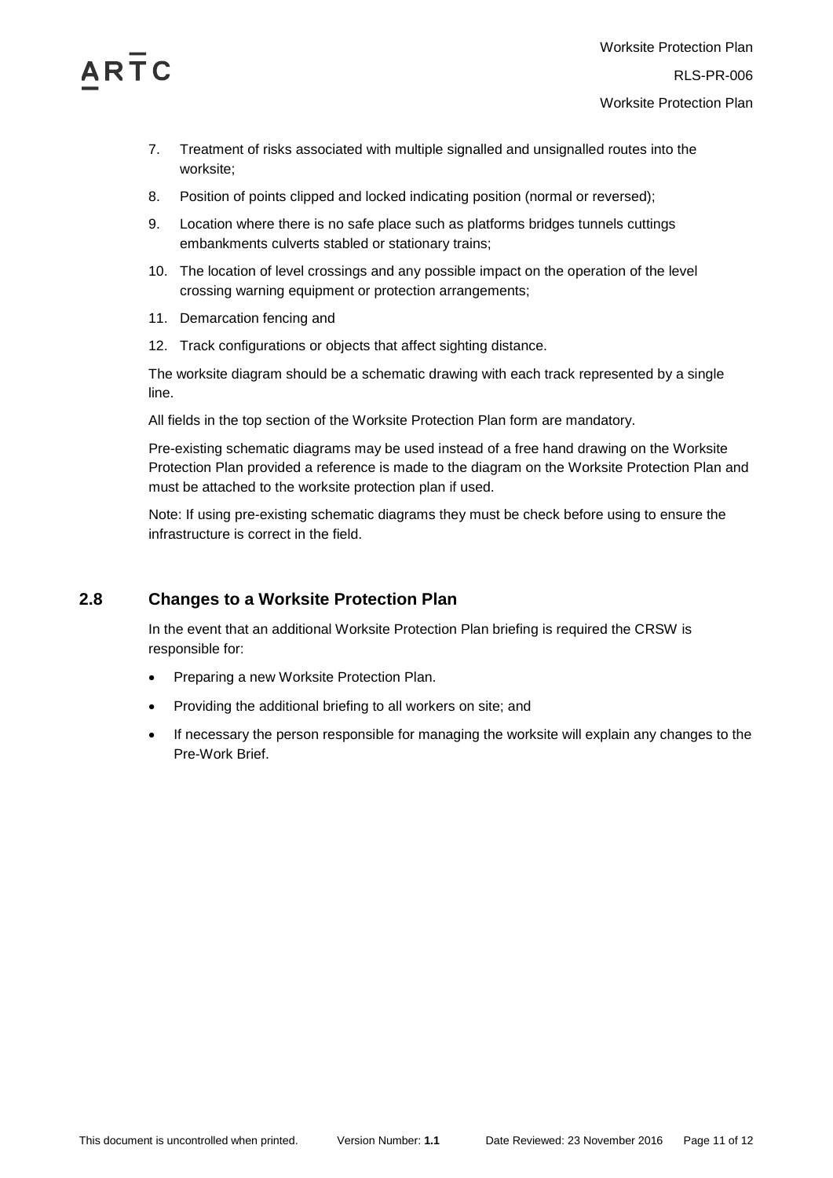7. Treatment of risks associated with multiple signalled and unsignalled routes into the worksite;
8. Position of points clipped and locked indicating position (normal or reversed);
9. Location where there is no safe place such as platforms bridges tunnels cuttings embankments culverts stabled or stationary trains;
10. The location of level crossings and any possible impact on the operation of the level crossing warning equipment or protection arrangements;
11. Demarcation fencing and
12. Track configurations or objects that affect sighting distance.

The worksite diagram should be a schematic drawing with each track represented by a single line.

All fields in the top section of the Worksite Protection Plan form are mandatory.

Pre-existing schematic diagrams may be used instead of a free hand drawing on the Worksite Protection Plan provided a reference is made to the diagram on the Worksite Protection Plan and must be attached to the worksite protection plan if used.

Note: If using pre-existing schematic diagrams they must be check before using to ensure the infrastructure is correct in the field.

## 2.8 Changes to a Worksite Protection Plan

In the event that an additional Worksite Protection Plan briefing is required the CRSW is responsible for:

- Preparing a new Worksite Protection Plan.
- Providing the additional briefing to all workers on site; and
- If necessary the person responsible for managing the worksite will explain any changes to the Pre-Work Brief.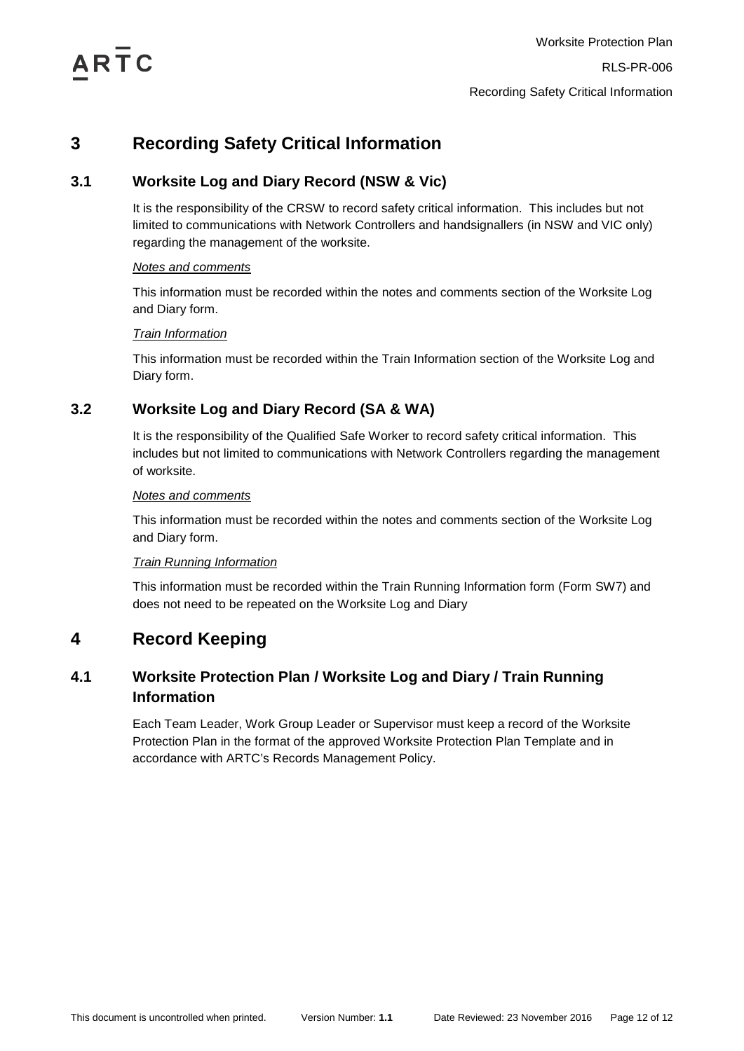# 3 Recording Safety Critical Information

## 3.1 Worksite Log and Diary Record (NSW & Vic)

It is the responsibility of the CRSW to record safety critical information. This includes but not limited to communications with Network Controllers and handsignallers (in NSW and VIC only) regarding the management of the worksite.

*Notes and comments*

This information must be recorded within the notes and comments section of the Worksite Log and Diary form.

*Train Information*

This information must be recorded within the Train Information section of the Worksite Log and Diary form.

## 3.2 Worksite Log and Diary Record (SA & WA)

It is the responsibility of the Qualified Safe Worker to record safety critical information. This includes but not limited to communications with Network Controllers regarding the management of worksite.

*Notes and comments*

This information must be recorded within the notes and comments section of the Worksite Log and Diary form.

*Train Running Information*

This information must be recorded within the Train Running Information form (Form SW7) and does not need to be repeated on the Worksite Log and Diary

# 4 Record Keeping

## 4.1 Worksite Protection Plan / Worksite Log and Diary / Train Running Information

Each Team Leader, Work Group Leader or Supervisor must keep a record of the Worksite Protection Plan in the format of the approved Worksite Protection Plan Template and in accordance with ARTC's Records Management Policy.